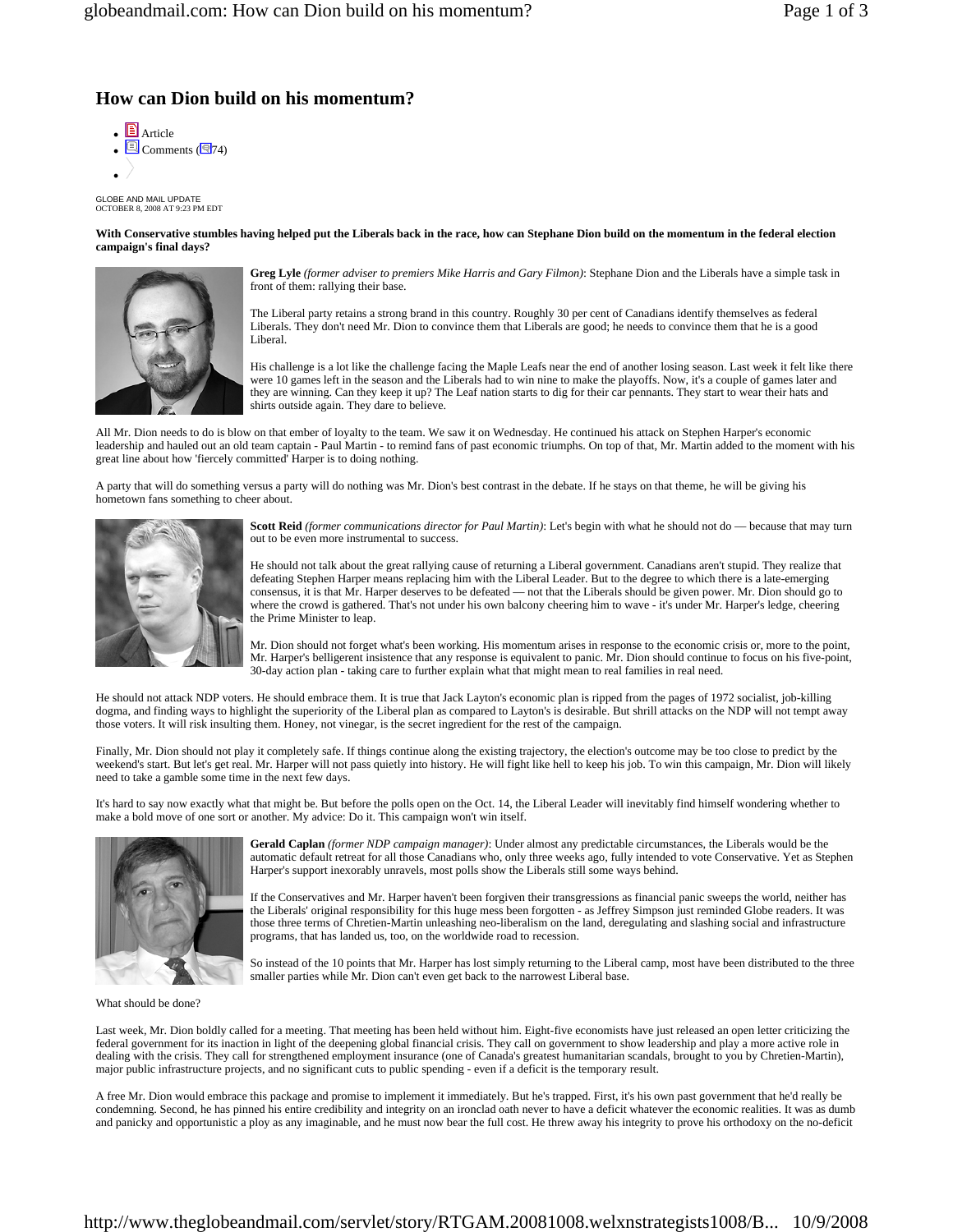# How can Dion build on his momentum?

- Article
- Comments (74)

GLOBE AND MAIL UPDATE
OCTOBER 8, 2008 AT 9:23 PM EDT

**With Conservative stumbles having helped put the Liberals back in the race, how can Stephane Dion build on the momentum in the federal election campaign's final days?**

**Greg Lyle** *(former adviser to premiers Mike Harris and Gary Filmon)*: Stephane Dion and the Liberals have a simple task in front of them: rallying their base.

The Liberal party retains a strong brand in this country. Roughly 30 per cent of Canadians identify themselves as federal Liberals. They don't need Mr. Dion to convince them that Liberals are good; he needs to convince them that he is a good Liberal.

His challenge is a lot like the challenge facing the Maple Leafs near the end of another losing season. Last week it felt like there were 10 games left in the season and the Liberals had to win nine to make the playoffs. Now, it's a couple of games later and they are winning. Can they keep it up? The Leaf nation starts to dig for their car pennants. They start to wear their hats and shirts outside again. They dare to believe.

All Mr. Dion needs to do is blow on that ember of loyalty to the team. We saw it on Wednesday. He continued his attack on Stephen Harper's economic leadership and hauled out an old team captain - Paul Martin - to remind fans of past economic triumphs. On top of that, Mr. Martin added to the moment with his great line about how 'fiercely committed' Harper is to doing nothing.

A party that will do something versus a party will do nothing was Mr. Dion's best contrast in the debate. If he stays on that theme, he will be giving his hometown fans something to cheer about.

**Scott Reid** *(former communications director for Paul Martin)*: Let's begin with what he should not do — because that may turn out to be even more instrumental to success.

He should not talk about the great rallying cause of returning a Liberal government. Canadians aren't stupid. They realize that defeating Stephen Harper means replacing him with the Liberal Leader. But to the degree to which there is a late-emerging consensus, it is that Mr. Harper deserves to be defeated — not that the Liberals should be given power. Mr. Dion should go to where the crowd is gathered. That's not under his own balcony cheering him to wave - it's under Mr. Harper's ledge, cheering the Prime Minister to leap.

Mr. Dion should not forget what's been working. His momentum arises in response to the economic crisis or, more to the point, Mr. Harper's belligerent insistence that any response is equivalent to panic. Mr. Dion should continue to focus on his five-point, 30-day action plan - taking care to further explain what that might mean to real families in real need.

He should not attack NDP voters. He should embrace them. It is true that Jack Layton's economic plan is ripped from the pages of 1972 socialist, job-killing dogma, and finding ways to highlight the superiority of the Liberal plan as compared to Layton's is desirable. But shrill attacks on the NDP will not tempt away those voters. It will risk insulting them. Honey, not vinegar, is the secret ingredient for the rest of the campaign.

Finally, Mr. Dion should not play it completely safe. If things continue along the existing trajectory, the election's outcome may be too close to predict by the weekend's start. But let's get real. Mr. Harper will not pass quietly into history. He will fight like hell to keep his job. To win this campaign, Mr. Dion will likely need to take a gamble some time in the next few days.

It's hard to say now exactly what that might be. But before the polls open on the Oct. 14, the Liberal Leader will inevitably find himself wondering whether to make a bold move of one sort or another. My advice: Do it. This campaign won't win itself.

**Gerald Caplan** *(former NDP campaign manager)*: Under almost any predictable circumstances, the Liberals would be the automatic default retreat for all those Canadians who, only three weeks ago, fully intended to vote Conservative. Yet as Stephen Harper's support inexorably unravels, most polls show the Liberals still some ways behind.

If the Conservatives and Mr. Harper haven't been forgiven their transgressions as financial panic sweeps the world, neither has the Liberals' original responsibility for this huge mess been forgotten - as Jeffrey Simpson just reminded Globe readers. It was those three terms of Chretien-Martin unleashing neo-liberalism on the land, deregulating and slashing social and infrastructure programs, that has landed us, too, on the worldwide road to recession.

So instead of the 10 points that Mr. Harper has lost simply returning to the Liberal camp, most have been distributed to the three smaller parties while Mr. Dion can't even get back to the narrowest Liberal base.

What should be done?

Last week, Mr. Dion boldly called for a meeting. That meeting has been held without him. Eight-five economists have just released an open letter criticizing the federal government for its inaction in light of the deepening global financial crisis. They call on government to show leadership and play a more active role in dealing with the crisis. They call for strengthened employment insurance (one of Canada's greatest humanitarian scandals, brought to you by Chretien-Martin), major public infrastructure projects, and no significant cuts to public spending - even if a deficit is the temporary result.

A free Mr. Dion would embrace this package and promise to implement it immediately. But he's trapped. First, it's his own past government that he'd really be condemning. Second, he has pinned his entire credibility and integrity on an ironclad oath never to have a deficit whatever the economic realities. It was as dumb and panicky and opportunistic a ploy as any imaginable, and he must now bear the full cost. He threw away his integrity to prove his orthodoxy on the no-deficit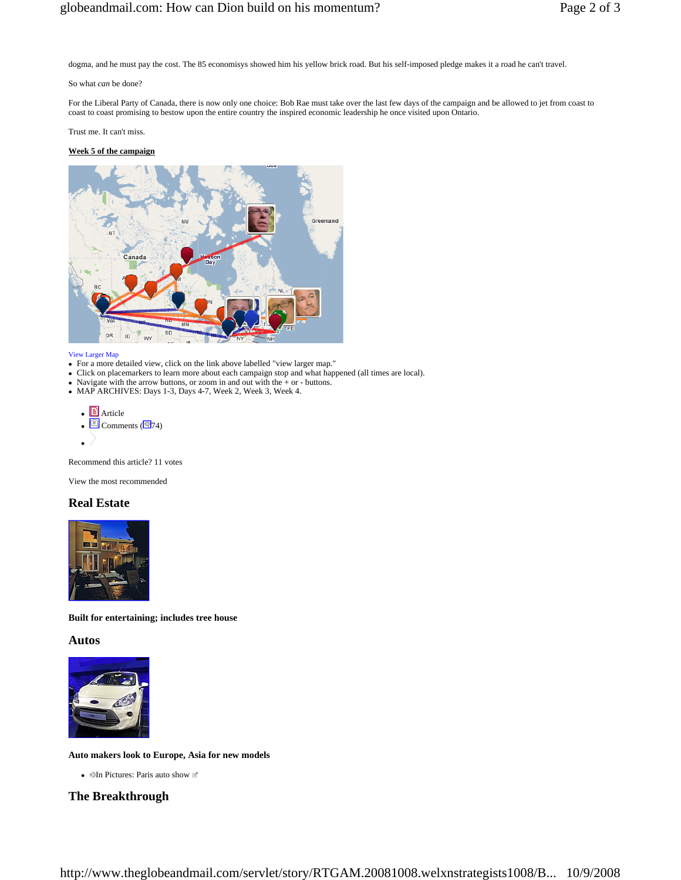dogma, and he must pay the cost. The 85 economisys showed him his yellow brick road. But his self-imposed pledge makes it a road he can't travel.

So what *can* be done?

For the Liberal Party of Canada, there is now only one choice: Bob Rae must take over the last few days of the campaign and be allowed to jet from coast to coast to coast promising to bestow upon the entire country the inspired economic leadership he once visited upon Ontario.

Trust me. It can't miss.

**Week 5 of the campaign**

View Larger Map

- For a more detailed view, click on the link above labelled "view larger map."
- Click on placemarkers to learn more about each campaign stop and what happened (all times are local).
- Navigate with the arrow buttons, or zoom in and out with the + or - buttons.
- MAP ARCHIVES: Days 1-3, Days 4-7, Week 2, Week 3, Week 4.

- Article
- Comments (74)

Recommend this article? 11 votes

View the most recommended

## Real Estate

**Built for entertaining; includes tree house**

## Autos

**Auto makers look to Europe, Asia for new models**

- In Pictures: Paris auto show

## The Breakthrough